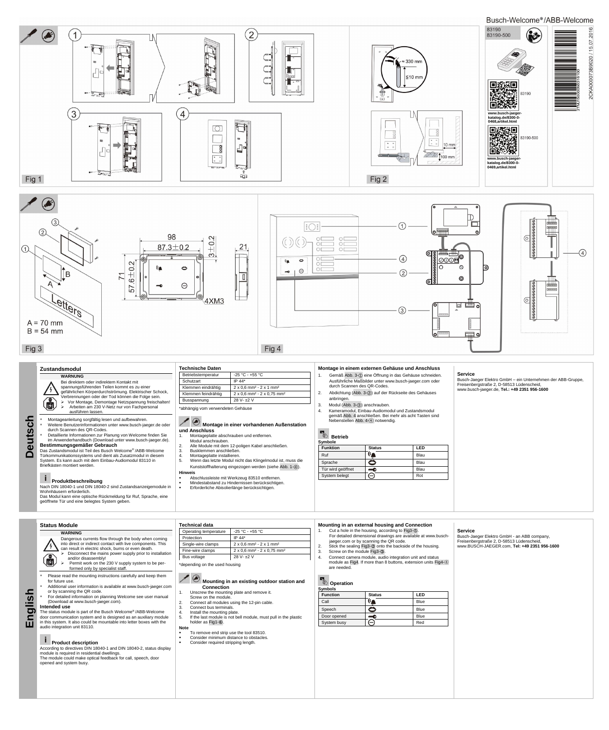Busch-Welcome®/ABB-Welcome

83190
83190-500

www.busch-jaeger-katalog.de/8300-0-0468,artikel.html

www.busch-jaeger-katalog.de/8300-0-0469,artikel.html

2CKA000073B9020 / 15.07.2016

Fig 1

≈ 330 mm
≦10 mm
10 mm
100 mm

Fig 2

A = 70 mm
B = 54 mm

Letters

98
87.3±0.2
3±0.2
21
71
57.6±0.2
4XM3

Fig 3

Fig 4

# Deutsch

## Zustandsmodul

**WARNUNG**

Bei direktem oder indirektem Kontakt mit spannungsführenden Teilen kommt es zu einer gefährlichen Körperdurchströmung. Elektrischer Schock, Verbrennungen oder der Tod können die Folge sein.

- Vor Montage, Demontage Netzspannung freischalten!
- Arbeiten am 230 V-Netz nur von Fachpersonal ausführen lassen.

- Montageanleitung sorgfältig lesen und aufbewahren.
- Weitere Benutzerinformationen unter www.busch-jaeger.de oder durch Scannen des QR-Codes.
- Detaillierte Informationen zur Planung von Welcome finden Sie im Anwenderhandbuch (Download unter www.busch-jaeger.de).

**Bestimmungsgemäßer Gebrauch**

Das Zustandsmodul ist Teil des Busch Welcome® /ABB-Welcome Türkommunikationssystems und dient als Zusatzmodul in diesem System. Es kann auch mit dem Einbau-Audiomodul 83110 in Briefkästen montiert werden.

### Produktbeschreibung

Nach DIN 18040-1 und DIN 18040-2 sind Zustandsanzeigemodule in Wohnhäusern erforderlich.
Das Modul kann eine optische Rückmeldung für Ruf, Sprache, eine geöffnete Tür und eine belegtes System geben.

### Technische Daten

| Betriebstemperatur | -25 °C - +55 °C |
|---|---|
| Schutzart | IP 44* |
| Klemmen eindrähtig | 2 x 0,6 mm² - 2 x 1 mm² |
| Klemmen feindrähtig | 2 x 0,6 mm² - 2 x 0,75 mm² |
| Busspannung | 28 V- ±2 V |

*abhängig vom verwendeten Gehäuse

### Montage in einer vorhandenen Außenstation und Anschluss

1. Montageplatte abschrauben und entfernen. Modul anschrauben.
2. Alle Module mit dem 12-poligen Kabel anschließen.
3. Busklemmen anschließen.
4. Montageplatte installieren.
5. Wenn das letzte Modul nicht das Klingelmodul ist, muss die Kunststoffhalterung eingezogen werden (siehe Abb. 1-④).

**Hinweis**

- Abschlussleiste mit Werkzeug 83510 entfernen.
- Mindestabstand zu Hindernissen berücksichtigen.
- Erforderliche Abisolierlänge berücksichtigen.

### Montage in einem externen Gehäuse und Anschluss

1. Gemäß Abb. 3-① eine Öffnung in das Gehäuse schneiden. Ausführliche Maßbilder unter www.busch-jaeger.com oder durch Scannen des QR-Codes.
2. Abdichtung (Abb. 3-②) auf der Rückseite des Gehäuses anbringen.
3. Modul (Abb. 3-③) anschrauben.
4. Kameramodul, Einbau-Audiomodul und Zustandsmodul gemäß Abb. 4 anschließen. Bei mehr als acht Tasten sind Nebenstellen Abb. 4-④ notwendig.

### Betrieb

**Symbole**

| Funktion | Status | LED |
|---|---|---|
| Ruf | | Blau |
| Sprache | | Blau |
| Tür wird geöffnet | | Blau |
| System belegt | | Rot |

### Service

Busch-Jaeger Elektro GmbH – ein Unternehmen der ABB-Gruppe,
Freisenbergstraße 2, D-58513 Lüdenscheid,
www.busch-jaeger.de, **Tel.: +49 2351 956-1600**

# English

## Status Module

**WARNING**

Dangerous currents flow through the body when coming into direct or indirect contact with live components. This can result in electric shock, burns or even death.

- Disconnect the mains power supply prior to installation and/or disassembly!
- Permit work on the 230 V supply system to be performed only by specialist staff.

- Please read the mounting instructions carefully and keep them for future use.
- Additional user information is available at www.busch-jaeger.com or by scanning the QR code.
- For detailed information on planning Welcome see user manual (Download at www.busch-jaeger.com).

**Intended use**

The status module is part of the Busch Welcome® /ABB-Welcome door communication system and is designed as an auxiliary module in this system. It also could be mountable into letter boxes with the audio integration unit 83110.

### Product description

According to directives DIN 18040-1 and DIN 18040-2, status display module is required in residential dwellings.
The module could make optical feedback for call, speech, door opened and system busy.

### Technical data

| Operating temperature | -25 °C - +55 °C |
|---|---|
| Protection | IP 44* |
| Single-wire clamps | 2 x 0,6 mm² - 2 x 1 mm² |
| Fine-wire clamps | 2 x 0,6 mm² - 2 x 0,75 mm² |
| Bus voltage | 28 V- ±2 V |

*depending on the used housing

### Mounting in an existing outdoor station and Connection

1. Unscrew the mounting plate and remove it. Screw on the module.
2. Connect all modules using the 12-pin cable.
3. Connect bus terminals.
4. Install the mounting plate.
5. If the last module is not bell module, must pull in the plastic holder as Fig1-④.

**Note**

- To remove end strip use the tool 83510.
- Consider minimum distance to obstacles.
- Consider required stripping length.

### Mounting in an external housing and Connection

1. Cut a hole in the housing, according to Fig3-①. For detailed dimensional drawings are available at www.busch-jaeger.com or by scanning the QR code.
2. Stick the sealing Fig3-② onto the backside of the housing.
3. Screw on the module Fig3-③.
4. Connect camera module, audio integration unit and status module as Fig4. If more than 8 buttons, extension units Fig4-④ are needed.

### Operation

**Symbols**

| Function | Status | LED |
|---|---|---|
| Call | | Blue |
| Speech | | Blue |
| Door opened | | Blue |
| System busy | | Red |

### Service

Busch-Jaeger Elektro GmbH - an ABB company,
Freisenbergstraße 2, D-58513 Lüdenscheid,
www.BUSCH-JAEGER.com, **Tel: +49 2351 956-1600**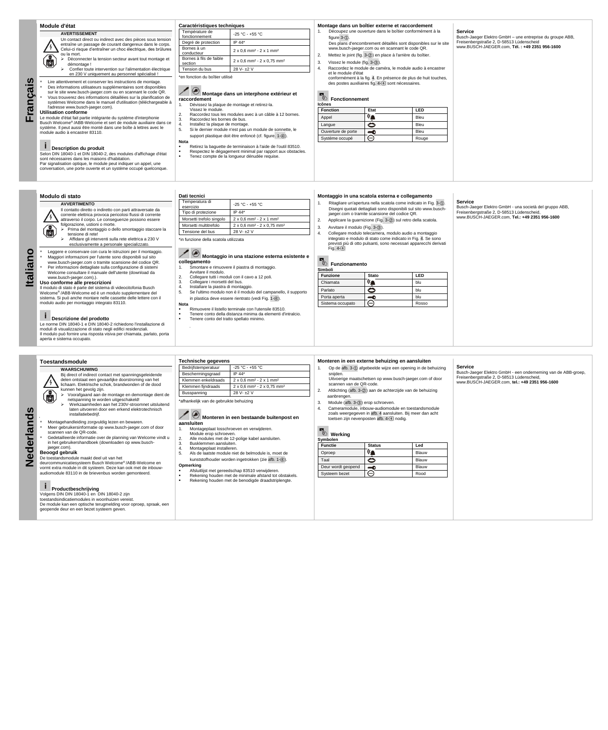# Français

## Module d'état

**AVERTISSEMENT**

Un contact direct ou indirect avec des pièces sous tension entraîne un passage de courant dangereux dans le corps. Celui-ci risque d'entraîner un choc électrique, des brûlures ou la mort.

- Déconnecter la tension secteur avant tout montage et démontage !
- Confier toute intervention sur l'alimentation électrique en 230 V uniquement au personnel spécialisé !

- Lire attentivement et conserver les instructions de montage.
- Des informations utilisateurs supplémentaires sont disponibles sur le site www.busch-jaeger.com ou en scannant le code QR.
- Vous trouverez des informations détaillées sur la planification de systèmes Welcome dans le manuel d'utilisation (téléchargeable à l'adresse www.busch-jaeger.com).

**Utilisation conforme**

Le module d'état fait partie intégrante du système d'interphonie Busch Welcome® /ABB-Welcome et sert de module auxiliaire dans ce système. Il peut aussi être monté dans une boîte à lettres avec le module audio à encastrer 83110.

### Description du produit

Selon DIN 18040-1 et DIN 18040-2, des modules d'affichage d'état sont nécessaires dans les maisons d'habitation.
Par signalisation optique, le module peut indiquer un appel, une conversation, une porte ouverte et un système occupé quelconque.

### Caractéristiques techniques

| | |
|---|---|
| Température de fonctionnement | -25 °C - +55 °C |
| Degré de protection | IP 44* |
| Bornes à un conducteur | 2 x 0,6 mm² - 2 x 1 mm² |
| Bornes à fils de faible section | 2 x 0,6 mm² - 2 x 0,75 mm² |
| Tension du bus | 28 V- ±2 V |

*en fonction du boîtier utilisé

### Montage dans un interphone extérieur et raccordement

1. Dévissez la plaque de montage et retirez-la. Vissez le module.
2. Raccordez tous les modules avec à un câble à 12 bornes.
3. Raccordez les bornes de bus.
4. Installez la plaque de montage.
5. Si le dernier module n'est pas un module de sonnette, le support plastique doit être enfoncé (cf. figure 1-④).

**Nota**

- Retirez la baguette de terminaison à l'aide de l'outil 83510.
- Respectez le dégagement minimal par rapport aux obstacles.
- Tenez compte de la longueur dénudée requise.

### Montage dans un boîtier externe et raccordement

1. Découpez une ouverture dans le boîtier conformément à la figure 3-①.
   Des plans d'encombrement détaillés sont disponibles sur le site www.busch-jaeger.com ou en scannant le code QR.
2. Mettez le joint (fig. 3-②) en place à l'arrière du boîtier.
3. Vissez le module (fig. 3-③).
4. Raccordez le module de caméra, le module audio à encastrer et le module d'état conformément à la fig. 4. En présence de plus de huit touches, des postes auxiliaires fig. 4-④ sont nécessaires.

### Fonctionnement

**Icônes**

| Fonction | Etat | LED |
|---|---|---|
| Appel | | Bleu |
| Langue | | Bleu |
| Ouverture de porte | | Bleu |
| Système occupé | | Rouge |

### Service

Busch-Jaeger Elektro GmbH – une entreprise du groupe ABB, Freisenbergstraße 2, D-58513 Lüdenscheid
www.BUSCH-JAEGER.com, **Tél. : +49 2351 956-1600**

# Italiano

## Modulo di stato

**AVVERTIMENTO**

Il contatto diretto o indiretto con parti attraversate da corrente elettrica provoca pericolosi flussi di corrente attraverso il corpo. Le conseguenze possono essere folgorazione, ustioni o morte.

- Prima del montaggio o dello smontaggio staccare la tensione di rete!
- Affidare gli interventi sulla rete elettrica a 230 V esclusivamente a personale specializzato.

- Leggere e conservare con cura le istruzioni per il montaggio.
- Maggiori informazioni per l'utente sono disponibili sul sito www.busch-jaeger.com o tramite scansione del codice QR.
- Per informazioni dettagliate sulla configurazione di sistemi Welcome consultare il manuale dell'utente (download da www.busch-jaeger.com).).

**Uso conforme alle prescrizioni**

Il modulo di stato è parte del sistema di videocitofonia Busch Welcome® /ABB-Welcome ed è un modulo supplementare del sistema. Si può anche montare nelle cassette delle lettere con il modulo audio per montaggio integrato 83110.

### Descrizione del prodotto

Le norme DIN 18040-1 e DIN 18040-2 richiedono l'installazione di moduli di visualizzazione di stato negli edifici residenziali.
Il modulo può fornire una risposta visiva per chiamata, parlato, porta aperta e sistema occupato.

### Dati tecnici

| | |
|---|---|
| Temperatura di esercizio | -25 °C - +55 °C |
| Tipo di protezione | IP 44* |
| Morsetti trefolo singolo | 2 x 0,6 mm² - 2 x 1 mm² |
| Morsetti multitrefolo | 2 x 0,6 mm² - 2 x 0,75 mm² |
| Tensione del bus | 28 V- ±2 V |

*in funzione della scatola utilizzata

### Montaggio in una stazione esterna esistente e collegamento

1. Smontare e rimuovere il piastra di montaggio. Avvitare il modulo.
2. Collegare tutti i moduli con il cavo a 12 poli.
3. Collegare i morsetti del bus.
4. Installare la piastra di montaggio.
5. Se l'ultimo modulo non è il modulo del campanello, il supporto in plastica deve essere rientrato (vedi Fig. 1-④).

**Nota**

- Rimuovere il listello terminale con l'utensile 83510.
- Tenere conto della distanza minima da elementi d'intralcio.
- Tenere conto del tratto spellato minimo.

### Montaggio in una scatola esterna e collegamento

1. Ritagliare un'apertura nella scatola come indicato in Fig. 3-①. Disegni quotati dettagliati sono disponibili sul sito www.busch-jaeger.com o tramite scansione del codice QR.
2. Applicare la guarnizione (Fig. 3-②) sul retro della scatola.
3. Avvitare il modulo (Fig. 3-③).
4. Collegare modulo telecamera, modulo audio a montaggio integrato e modulo di stato come indicato in Fig. 4. Se sono previsti più di otto pulsanti, sono necessari apparecchi derivati Fig. 4-④

### Funzionamento

**Simboli**

| Funzione | Stato | LED |
|---|---|---|
| Chiamata | | blu |
| Parlato | | blu |
| Porta aperta | | blu |
| Sistema occupato | | Rosso |

### Service

Busch-Jaeger Elektro GmbH - una società del gruppo ABB, Freisenbergstraße 2, D-58513 Lüdenscheid,
www.BUSCH-JAEGER.com, **Tel.: +49 2351 956-1600**

# Nederlands

## Toestandsmodule

**WAARSCHUWING**

Bij direct of indirect contact met spanningsgeleidende delen ontstaat een gevaarlijke doorstroming van het lichaam. Elektrische schok, brandwonden of de dood kunnen het gevolg zijn.

- Voorafgaand aan de montage en demontage dient de netspanning te worden uitgeschakeld!
- Werkzaamheden aan het 230V-stroomnet uitsluitend laten uitvoeren door een erkend elektrotechnisch installatiebedrijf.

- Montagehandleiding zorgvuldig lezen en bewaren.
- Meer gebruikersinformatie op www.busch-jaeger.com of door scannen van de QR-code.
- Gedetailleerde informatie over de planning van Welcome vindt u in het gebruikershandboek (downloaden op www.busch-jaeger.com).

**Beoogd gebruik**

De toestandsmodule maakt deel uit van het deurcommunicatiesysteem Busch Welcome® /ABB-Welcome en vormt extra module in dit systeem. Deze kan ook met de inbouw-audiomodule 83110 in de brievenbus worden gemonteerd.

### Productbeschrijving

Volgens DIN DIN 18040-1 en DIN 18040-2 zijn toestandsindicatiemodules in woonhuizen vereist.
De module kan een optische terugmelding voor oproep, spraak, een geopende deur en een bezet systeem geven.

### Technische gegevens

| | |
|---|---|
| Bedrijfstemperatuur | -25 °C - +55 °C |
| Beschermingsgraad | IP 44* |
| Klemmen enkeldraads | 2 x 0,6 mm² - 2 x 1 mm² |
| Klemmen fijndraads | 2 x 0,6 mm² - 2 x 0,75 mm² |
| Busspanning | 28 V- ±2 V |

*afhankelijk van de gebruikte behuizing

### Monteren in een bestaande buitenpost en aansluiten

1. Montageplaat losschroeven en verwijderen. Module erop schroeven.
2. Alle modules met de 12-polige kabel aansluiten.
3. Busklemmen aansluiten.
4. Montageplaat installeren.
5. Als de laatste module niet de belmodule is, moet de kunststofhouder worden ingetrokken (zie afb. 1-④).

**Opmerking**

- Afsluitlijst met gereedschap 83510 verwijderen.
- Rekening houden met de minimale afstand tot obstakels.
- Rekening houden met de benodigde draadstriplengte.

### Monteren in een externe behuizing en aansluiten

1. Op de afb. 3-① afgebeelde wijze een opening in de behuizing snijden.
   Uitvoerige maatschetsen op www.busch-jaeger.com of door scannen van de QR-code.
2. Afdichting (afb. 3-②) aan de achterzijde van de behuizing aanbrengen.
3. Module (afb. 3-③) erop schroeven.
4. Cameramodule, inbouw-audiomodule en toestandsmodule zoals weergegeven in afb. 4 aansluiten. Bij meer dan acht toetsen zijn nevenposten afb. 4-④ nodig.

### Werking

**Symbolen**

| Functie | Status | Led |
|---|---|---|
| Oproep | | Blauw |
| Taal | | Blauw |
| Deur wordt geopend | | Blauw |
| Systeem bezet | | Rood |

### Service

Busch-Jaeger Elektro GmbH - een onderneming van de ABB-groep, Freisenbergstraße 2, D-58513 Lüdenscheid,
www.BUSCH-JAEGER.com, **tel.: +49 2351 956-1600**